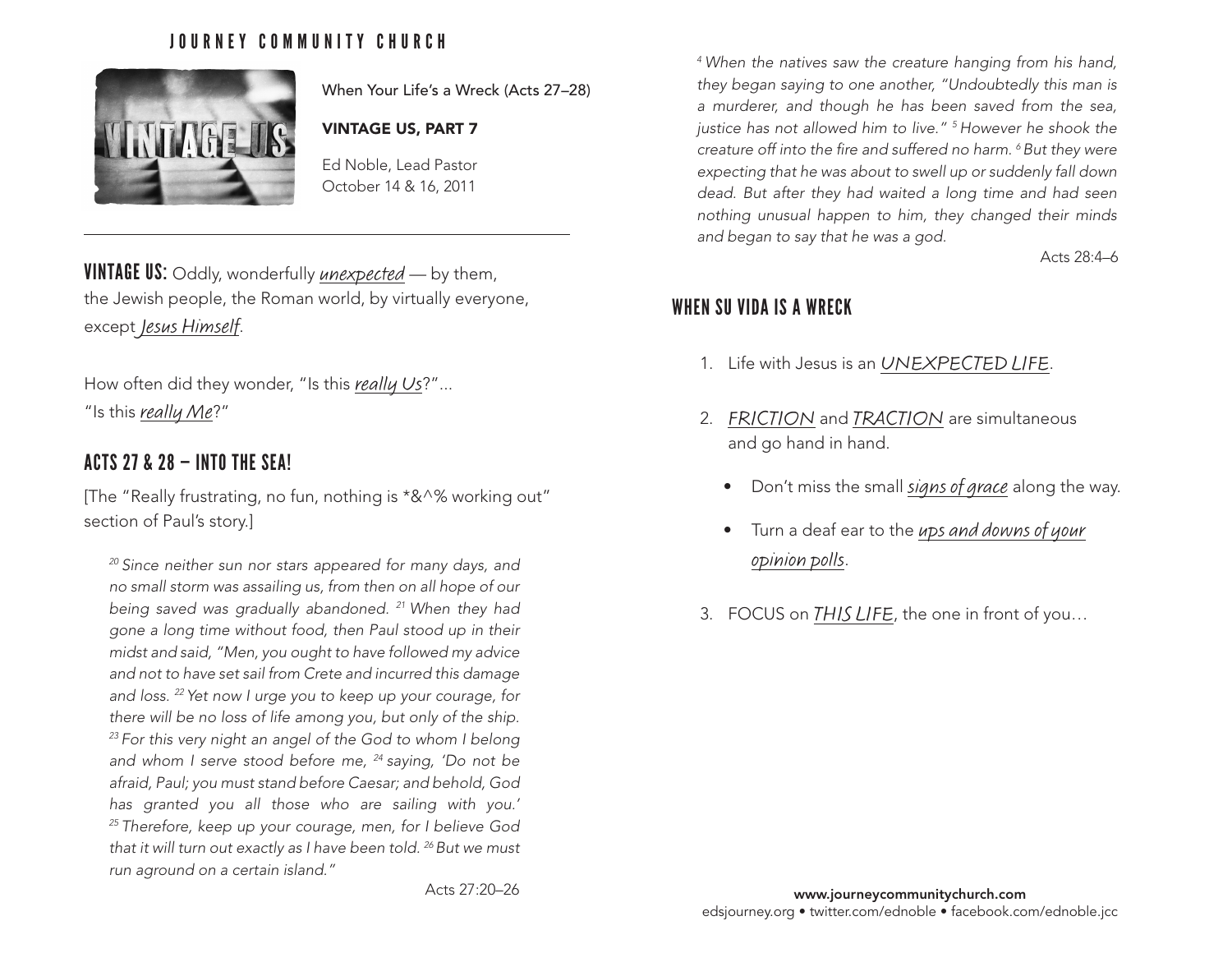# JOURNEY COMMUNITY CHURCH

When Your Life's a Wreck (Acts 27–28)

**VINTAGE US, PART 7**

Ed Noble, Lead Pastor
October 14 & 16, 2011

---

**VINTAGE US:** Oddly, wonderfully *unexpected* — by them, the Jewish people, the Roman world, by virtually everyone, except *Jesus Himself*.

How often did they wonder, "Is this *really Us*?"...
"Is this *really Me*?"

## ACTS 27 & 28 – INTO THE SEA!

[The "Really frustrating, no fun, nothing is *&^% working out" section of Paul's story.]

> *[20] Since neither sun nor stars appeared for many days, and no small storm was assailing us, from then on all hope of our being saved was gradually abandoned. [21] When they had gone a long time without food, then Paul stood up in their midst and said, "Men, you ought to have followed my advice and not to have set sail from Crete and incurred this damage and loss. [22] Yet now I urge you to keep up your courage, for there will be no loss of life among you, but only of the ship. [23] For this very night an angel of the God to whom I belong and whom I serve stood before me, [24] saying, 'Do not be afraid, Paul; you must stand before Caesar; and behold, God has granted you all those who are sailing with you.' [25] Therefore, keep up your courage, men, for I believe God that it will turn out exactly as I have been told. [26] But we must run aground on a certain island."*
>
> Acts 27:20–26

> *[4] When the natives saw the creature hanging from his hand, they began saying to one another, "Undoubtedly this man is a murderer, and though he has been saved from the sea, justice has not allowed him to live." [5] However he shook the creature off into the fire and suffered no harm. [6] But they were expecting that he was about to swell up or suddenly fall down dead. But after they had waited a long time and had seen nothing unusual happen to him, they changed their minds and began to say that he was a god.*
>
> Acts 28:4–6

## WHEN SU VIDA IS A WRECK

1. Life with Jesus is an *UNEXPECTED LIFE*.
2. *FRICTION* and *TRACTION* are simultaneous and go hand in hand.
   - Don't miss the small *signs of grace* along the way.
   - Turn a deaf ear to the *ups and downs of your opinion polls*.
3. FOCUS on *THIS LIFE*, the one in front of you…

**www.journeycommunitychurch.com**
edsjourney.org • twitter.com/ednoble • facebook.com/ednoble.jcc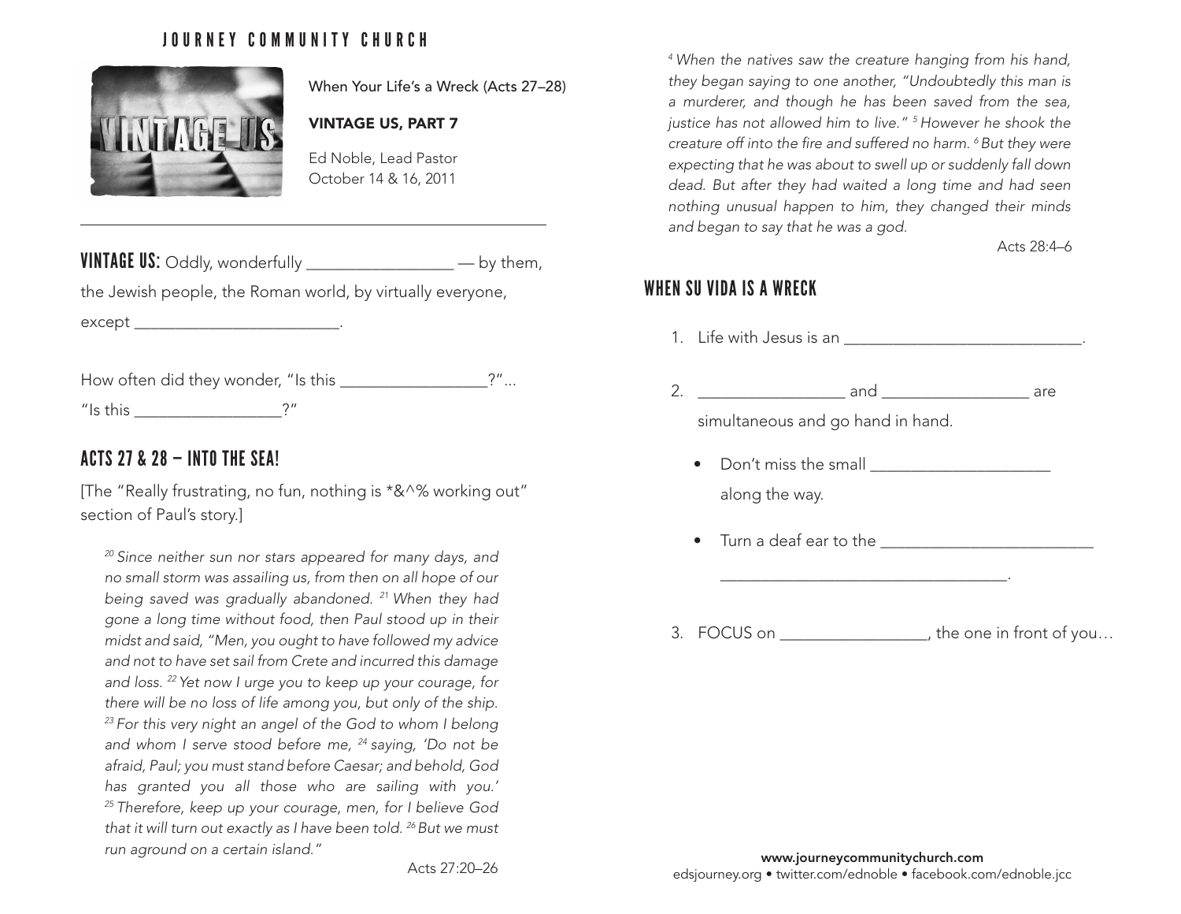JOURNEY COMMUNITY CHURCH

When Your Life's a Wreck (Acts 27–28)

**VINTAGE US, PART 7**

Ed Noble, Lead Pastor
October 14 & 16, 2011

---

**VINTAGE US:** Oddly, wonderfully _________________ — by them, the Jewish people, the Roman world, by virtually everyone, except ________________________.

How often did they wonder, "Is this _________________?"... "Is this _________________?"

## ACTS 27 & 28 – INTO THE SEA!

[The "Really frustrating, no fun, nothing is *&^% working out" section of Paul's story.]

> *[20] Since neither sun nor stars appeared for many days, and no small storm was assailing us, from then on all hope of our being saved was gradually abandoned. [21] When they had gone a long time without food, then Paul stood up in their midst and said, "Men, you ought to have followed my advice and not to have set sail from Crete and incurred this damage and loss. [22] Yet now I urge you to keep up your courage, for there will be no loss of life among you, but only of the ship. [23] For this very night an angel of the God to whom I belong and whom I serve stood before me, [24] saying, 'Do not be afraid, Paul; you must stand before Caesar; and behold, God has granted you all those who are sailing with you.' [25] Therefore, keep up your courage, men, for I believe God that it will turn out exactly as I have been told. [26] But we must run aground on a certain island."*
>
> Acts 27:20–26

> *[4] When the natives saw the creature hanging from his hand, they began saying to one another, "Undoubtedly this man is a murderer, and though he has been saved from the sea, justice has not allowed him to live." [5] However he shook the creature off into the fire and suffered no harm. [6] But they were expecting that he was about to swell up or suddenly fall down dead. But after they had waited a long time and had seen nothing unusual happen to him, they changed their minds and began to say that he was a god.*
>
> Acts 28:4–6

## WHEN SU VIDA IS A WRECK

1. Life with Jesus is an ____________________________.
2. _________________ and _________________ are simultaneous and go hand in hand.
   - Don't miss the small ____________________ along the way.
   - Turn a deaf ear to the ________________________ _________________________________.
3. FOCUS on _________________, the one in front of you…

www.journeycommunitychurch.com
edsjourney.org • twitter.com/ednoble • facebook.com/ednoble.jcc